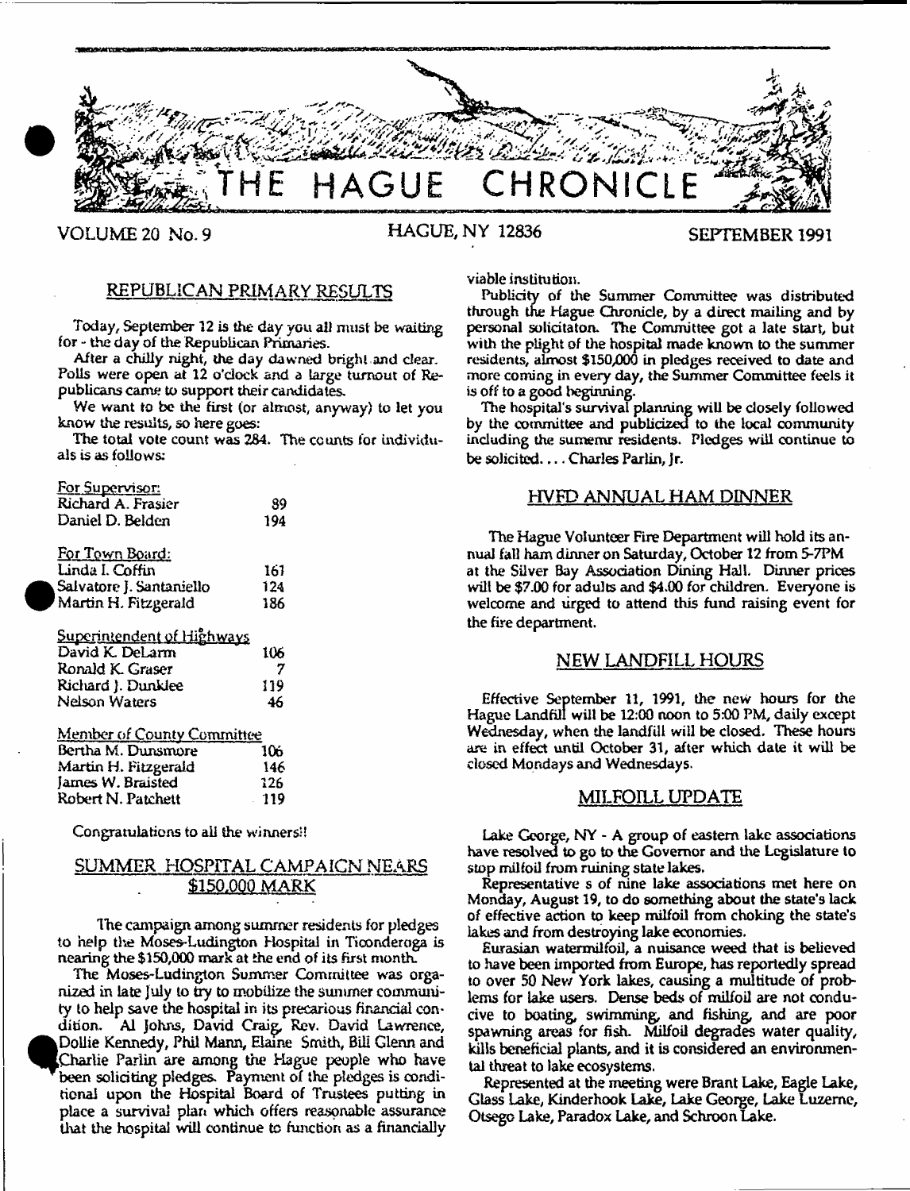# THE HAGUE CHRONICLE

VOLUME 20 No. 9 HAGUE, NY 12836 SEPTEMBER 1991

## REPUBLICAN PRIMARY RESULTS

Today, September 12 is the day you all must be waiting for - the day of the Republican Primaries.

After a chilly night, the day dawned bright and clear. Polls were open at 12 o'clock and a large turnout of Republicans came to support their candidates.

We want to be the first (or almost, anyway) to let you know the results, so here goes:

The total vote count was 284. The counts for individuals is as follows:

| For Supervisor: | |
|---|---|
| Richard A. Frasier | 89 |
| Daniel D. Belden | 194 |

| For Town Board: | |
|---|---|
| Linda I. Coffin | 161 |
| Salvatore J. Santaniello | 124 |
| Martin H. Fitzgerald | 186 |

| Superintendent of Highways | |
|---|---|
| David K. DeLarm | 106 |
| Ronald K. Graser | 7 |
| Richard J. Dunklee | 119 |
| Nelson Waters | 46 |

| Member of County Committee | |
|---|---|
| Bertha M. Dunsmore | 106 |
| Martin H. Fitzgerald | 146 |
| James W. Braisted | 126 |
| Robert N. Patchett | 119 |

Congratulations to all the winners!!

## SUMMER HOSPITAL CAMPAIGN NEARS $150,000 MARK

The campaign among summer residents for pledges to help the Moses-Ludington Hospital in Ticonderoga is nearing the $150,000 mark at the end of its first month.

The Moses-Ludington Summer Committee was organized in late July to try to mobilize the summer community to help save the hospital in its precarious financial condition. Al Johns, David Craig, Rev. David Lawrence, Dollie Kennedy, Phil Mann, Elaine Smith, Bill Glenn and Charlie Parlin are among the Hague people who have been soliciting pledges. Payment of the pledges is conditional upon the Hospital Board of Trustees putting in place a survival plan which offers reasonable assurance that the hospital will continue to function as a financially viable institution.

Publicity of the Summer Committee was distributed through the Hague Chronicle, by a direct mailing and by personal solicitaton. The Committee got a late start, but with the plight of the hospital made known to the summer residents, almost $150,000 in pledges received to date and more coming in every day, the Summer Committee feels it is off to a good beginning.

The hospital's survival planning will be closely followed by the committee and publicized to the local community including the sumemr residents. Pledges will continue to be solicited.... Charles Parlin, Jr.

## HVFD ANNUAL HAM DINNER

The Hague Volunteer Fire Department will hold its annual fall ham dinner on Saturday, October 12 from 5-7PM at the Silver Bay Association Dining Hall. Dinner prices will be $7.00 for adults and $4.00 for children. Everyone is welcome and urged to attend this fund raising event for the fire department.

## NEW LANDFILL HOURS

Effective September 11, 1991, the new hours for the Hague Landfill will be 12:00 noon to 5:00 PM, daily except Wednesday, when the landfill will be closed. These hours are in effect until October 31, after which date it will be closed Mondays and Wednesdays.

## MILFOILL UPDATE

Lake George, NY - A group of eastern lake associations have resolved to go to the Governor and the Legislature to stop milfoil from ruining state lakes.

Representative s of nine lake associations met here on Monday, August 19, to do something about the state's lack of effective action to keep milfoil from choking the state's lakes and from destroying lake economies.

Eurasian watermilfoil, a nuisance weed that is believed to have been imported from Europe, has reportedly spread to over 50 New York lakes, causing a multitude of problems for lake users. Dense beds of milfoil are not conducive to boating, swimming, and fishing, and are poor spawning areas for fish. Milfoil degrades water quality, kills beneficial plants, and it is considered an environmental threat to lake ecosystems.

Represented at the meeting were Brant Lake, Eagle Lake, Glass Lake, Kinderhook Lake, Lake George, Lake Luzerne, Otsego Lake, Paradox Lake, and Schroon Lake.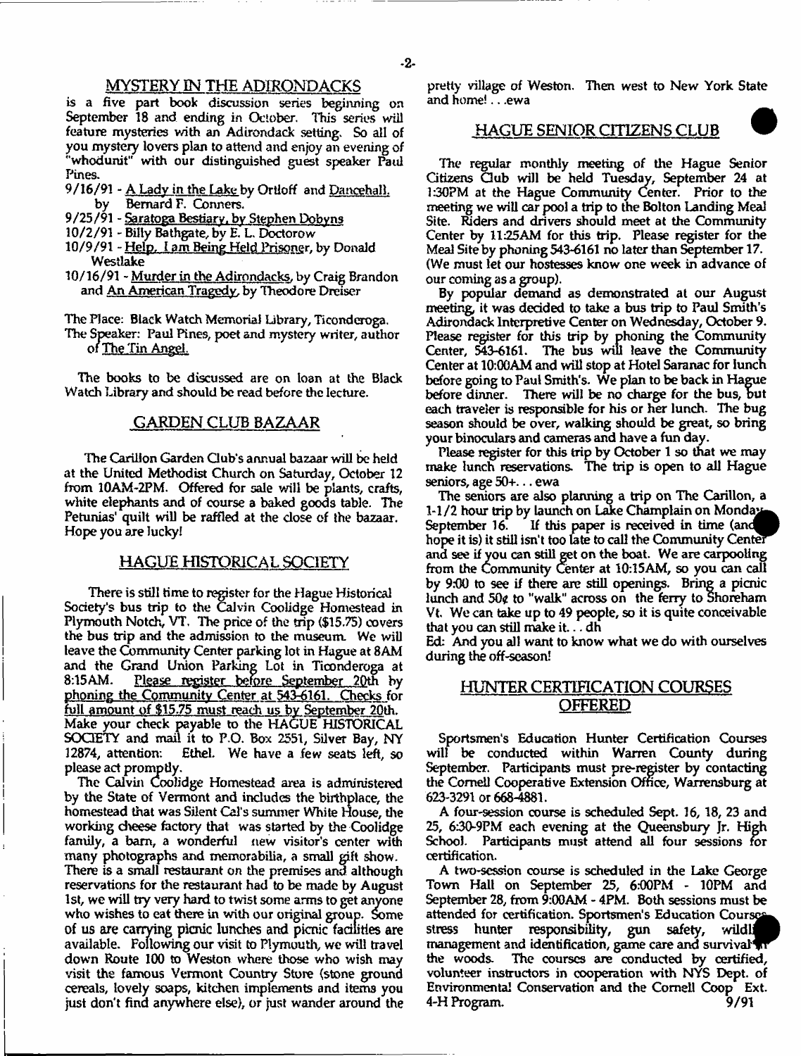## MYSTERY IN THE ADIRONDACKS

is a five part book discussion series beginning on September 18 and ending in October. This series will feature mysteries with an Adirondack setting. So all of you mystery lovers plan to attend and enjoy an evening of "whodunit" with our distinguished guest speaker Paul Pines.

9/16/91 - A Lady in the Lake by Ortloff and Dancehall, by Bernard F. Conners.
9/25/91 - Saratoga Bestiary, by Stephen Dobyns
10/2/91 - Billy Bathgate, by E. L. Doctorow
10/9/91 - Help, I am Being Held Prisoner, by Donald Westlake
10/16/91 - Murder in the Adirondacks, by Craig Brandon and An American Tragedy, by Theodore Dreiser

The Place: Black Watch Memorial Library, Ticonderoga.
The Speaker: Paul Pines, poet and mystery writer, author of The Tin Angel.

The books to be discussed are on loan at the Black Watch Library and should be read before the lecture.

## GARDEN CLUB BAZAAR

The Carillon Garden Club's annual bazaar will be held at the United Methodist Church on Saturday, October 12 from 10AM-2PM. Offered for sale will be plants, crafts, white elephants and of course a baked goods table. The Petunias' quilt will be raffled at the close of the bazaar. Hope you are lucky!

## HAGUE HISTORICAL SOCIETY

There is still time to register for the Hague Historical Society's bus trip to the Calvin Coolidge Homestead in Plymouth Notch, VT. The price of the trip ($15.75) covers the bus trip and the admission to the museum. We will leave the Community Center parking lot in Hague at 8AM and the Grand Union Parking Lot in Ticonderoga at 8:15AM. Please register before September 20th by phoning the Community Center at 543-6161. Checks for full amount of $15.75 must reach us by September 20th. Make your check payable to the HAGUE HISTORICAL SOCIETY and mail it to P.O. Box 2551, Silver Bay, NY 12874, attention: Ethel. We have a few seats left, so please act promptly.

The Calvin Coolidge Homestead area is administered by the State of Vermont and includes the birthplace, the homestead that was Silent Cal's summer White House, the working cheese factory that was started by the Coolidge family, a barn, a wonderful new visitor's center with many photographs and memorabilia, a small gift show. There is a small restaurant on the premises and although reservations for the restaurant had to be made by August 1st, we will try very hard to twist some arms to get anyone who wishes to eat there in with our original group. Some of us are carrying picnic lunches and picnic facilities are available. Following our visit to Plymouth, we will travel down Route 100 to Weston where those who wish may visit the famous Vermont Country Store (stone ground cereals, lovely soaps, kitchen implements and items you just don't find anywhere else), or just wander around the pretty village of Weston. Then west to New York State and home! . . .ewa

## HAGUE SENIOR CITIZENS CLUB

The regular monthly meeting of the Hague Senior Citizens Club will be held Tuesday, September 24 at 1:30PM at the Hague Community Center. Prior to the meeting we will car pool a trip to the Bolton Landing Meal Site. Riders and drivers should meet at the Community Center by 11:25AM for this trip. Please register for the Meal Site by phoning 543-6161 no later than September 17. (We must let our hostesses know one week in advance of our coming as a group).

By popular demand as demonstrated at our August meeting, it was decided to take a bus trip to Paul Smith's Adirondack Interpretive Center on Wednesday, October 9. Please register for this trip by phoning the Community Center, 543-6161. The bus will leave the Community Center at 10:00AM and will stop at Hotel Saranac for lunch before going to Paul Smith's. We plan to be back in Hague before dinner. There will be no charge for the bus, but each traveler is responsible for his or her lunch. The bug season should be over, walking should be great, so bring your binoculars and cameras and have a fun day.

Please register for this trip by October 1 so that we may make lunch reservations. The trip is open to all Hague seniors, age 50+. . . ewa

The seniors are also planning a trip on The Carillon, a 1-1/2 hour trip by launch on Lake Champlain on Monday September 16. If this paper is received in time (and hope it is) it still isn't too late to call the Community Center and see if you can still get on the boat. We are carpooling from the Community Center at 10:15AM, so you can call by 9:00 to see if there are still openings. Bring a picnic lunch and 50¢ to "walk" across on the ferry to Shoreham Vt. We can take up to 49 people, so it is quite conceivable that you can still make it. . . dh

Ed: And you all want to know what we do with ourselves during the off-season!

## HUNTER CERTIFICATION COURSES OFFERED

Sportsmen's Education Hunter Certification Courses will be conducted within Warren County during September. Participants must pre-register by contacting the Cornell Cooperative Extension Office, Warrensburg at 623-3291 or 668-4881.

A four-session course is scheduled Sept. 16, 18, 23 and 25, 6:30-9PM each evening at the Queensbury Jr. High School. Participants must attend all four sessions for certification.

A two-session course is scheduled in the Lake George Town Hall on September 25, 6:00PM - 10PM and September 28, from 9:00AM - 4PM. Both sessions must be attended for certification. Sportsmen's Education Courses stress hunter responsibility, gun safety, wildlife management and identification, game care and survival in the woods. The courses are conducted by certified, volunteer instructors in cooperation with NYS Dept. of Environmental Conservation and the Cornell Coop Ext. 4-H Program. 9/91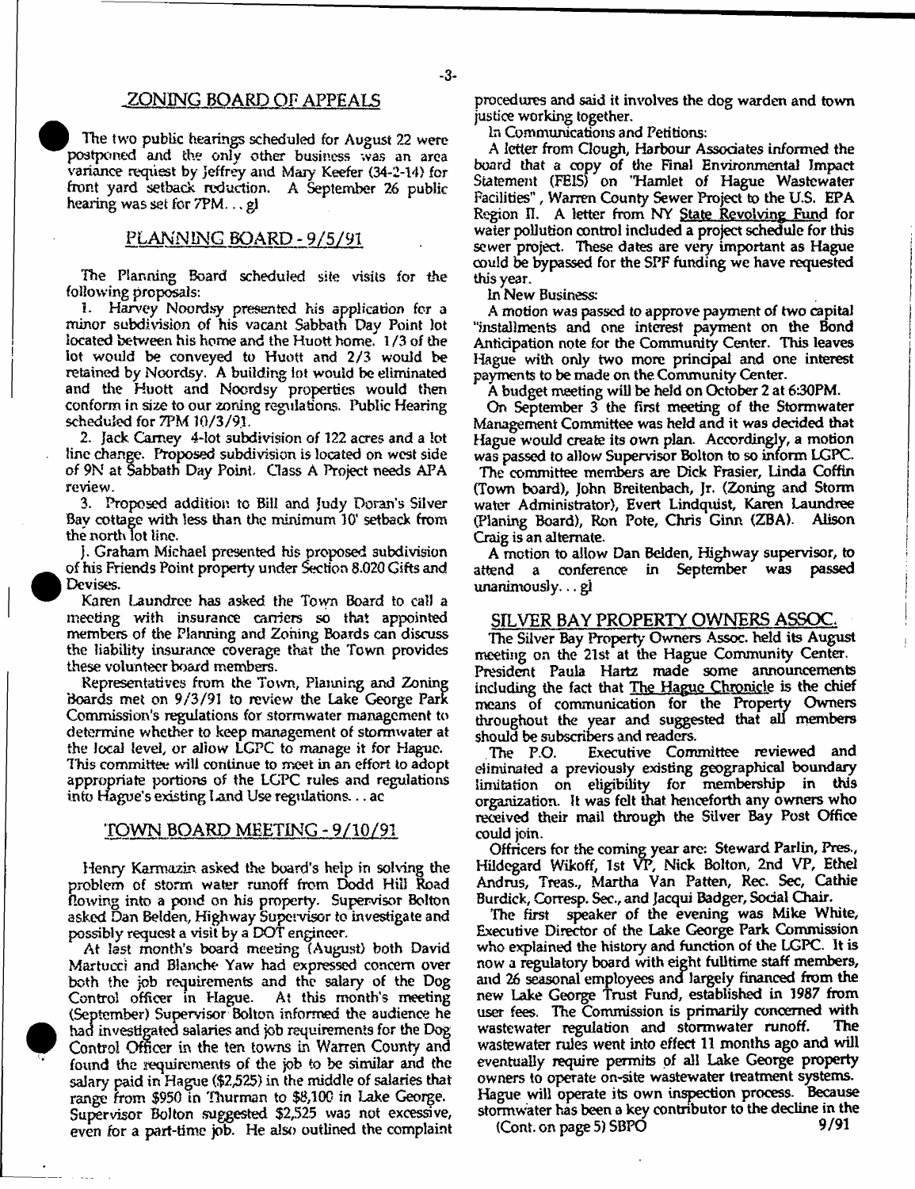## ZONING BOARD OF APPEALS

The two public hearings scheduled for August 22 were postponed and the only other business was an area variance request by Jeffrey and Mary Keefer (34-2-14) for front yard setback reduction. A September 26 public hearing was set for 7PM. . . gl

## PLANNING BOARD - 9/5/91

The Planning Board scheduled site visits for the following proposals:

1. Harvey Noordsy presented his application for a minor subdivision of his vacant Sabbath Day Point lot located between his home and the Huott home. 1/3 of the lot would be conveyed to Huott and 2/3 would be retained by Noordsy. A building lot would be eliminated and the Huott and Noordsy properties would then conform in size to our zoning regulations. Public Hearing scheduled for 7PM 10/3/91.

2. Jack Carney 4-lot subdivision of 122 acres and a lot line change. Proposed subdivision is located on west side of 9N at Sabbath Day Point. Class A Project needs APA review.

3. Proposed addition to Bill and Judy Doran's Silver Bay cottage with less than the minimum 10' setback from the north lot line.

J. Graham Michael presented his proposed subdivision of his Friends Point property under Section 8.020 Gifts and Devises.

Karen Laundree has asked the Town Board to call a meeting with insurance carriers so that appointed members of the Planning and Zoning Boards can discuss the liability insurance coverage that the Town provides these volunteer board members.

Representatives from the Town, Planning and Zoning Boards met on 9/3/91 to review the Lake George Park Commission's regulations for stormwater management to determine whether to keep management of stormwater at the local level, or allow LGPC to manage it for Hague. This committee will continue to meet in an effort to adopt appropriate portions of the LGPC rules and regulations into Hague's existing Land Use regulations. . . ac

## TOWN BOARD MEETING - 9/10/91

Henry Karmazin asked the board's help in solving the problem of storm water runoff from Dodd Hill Road flowing into a pond on his property. Supervisor Bolton asked Dan Belden, Highway Supervisor to investigate and possibly request a visit by a DOT engineer.

At last month's board meeting (August) both David Martucci and Blanche Yaw had expressed concern over both the job requirements and the salary of the Dog Control officer in Hague. At this month's meeting (September) Supervisor Bolton informed the audience he had investigated salaries and job requirements for the Dog Control Officer in the ten towns in Warren County and found the requirements of the job to be similar and the salary paid in Hague ($2,525) in the middle of salaries that range from $950 in Thurman to $8,100 in Lake George. Supervisor Bolton suggested $2,525 was not excessive, even for a part-time job. He also outlined the complaint procedures and said it involves the dog warden and town justice working together.

In Communications and Petitions:

A letter from Clough, Harbour Associates informed the board that a copy of the Final Environmental Impact Statement (FEIS) on "Hamlet of Hague Wastewater Facilities", Warren County Sewer Project to the U.S. EPA Region II. A letter from NY State Revolving Fund for water pollution control included a project schedule for this sewer project. These dates are very important as Hague could be bypassed for the SPF funding we have requested this year.

In New Business:

A motion was passed to approve payment of two capital installments and one interest payment on the Bond Anticipation note for the Community Center. This leaves Hague with only two more principal and one interest payments to be made on the Community Center.

A budget meeting will be held on October 2 at 6:30PM.

On September 3 the first meeting of the Stormwater Management Committee was held and it was decided that Hague would create its own plan. Accordingly, a motion was passed to allow Supervisor Bolton to so inform LGPC. The committee members are Dick Frasier, Linda Coffin (Town board), John Breitenbach, Jr. (Zoning and Storm water Administrator), Evert Lindquist, Karen Laundree (Planing Board), Ron Pote, Chris Ginn (ZBA). Alison Craig is an alternate.

A motion to allow Dan Belden, Highway supervisor, to attend a conference in September was passed unanimously. . . gl

## SILVER BAY PROPERTY OWNERS ASSOC.

The Silver Bay Property Owners Assoc. held its August meeting on the 21st at the Hague Community Center. President Paula Hartz made some announcements including the fact that The Hague Chronicle is the chief means of communication for the Property Owners throughout the year and suggested that all members should be subscribers and readers.

The P.O. Executive Committee reviewed and eliminated a previously existing geographical boundary limitation on eligibility for membership in this organization. It was felt that henceforth any owners who received their mail through the Silver Bay Post Office could join.

Officers for the coming year are: Steward Parlin, Pres., Hildegard Wikoff, 1st VP, Nick Bolton, 2nd VP, Ethel Andrus, Treas., Martha Van Patten, Rec. Sec, Cathie Burdick, Corresp. Sec., and Jacqui Badger, Social Chair.

The first speaker of the evening was Mike White, Executive Director of the Lake George Park Commission who explained the history and function of the LGPC. It is now a regulatory board with eight fulltime staff members, and 26 seasonal employees and largely financed from the new Lake George Trust Fund, established in 1987 from user fees. The Commission is primarily concerned with wastewater regulation and stormwater runoff. The wastewater rules went into effect 11 months ago and will eventually require permits of all Lake George property owners to operate on-site wastewater treatment systems. Hague will operate its own inspection process. Because stormwater has been a key contributor to the decline in the

(Cont. on page 5) SBPO 9/91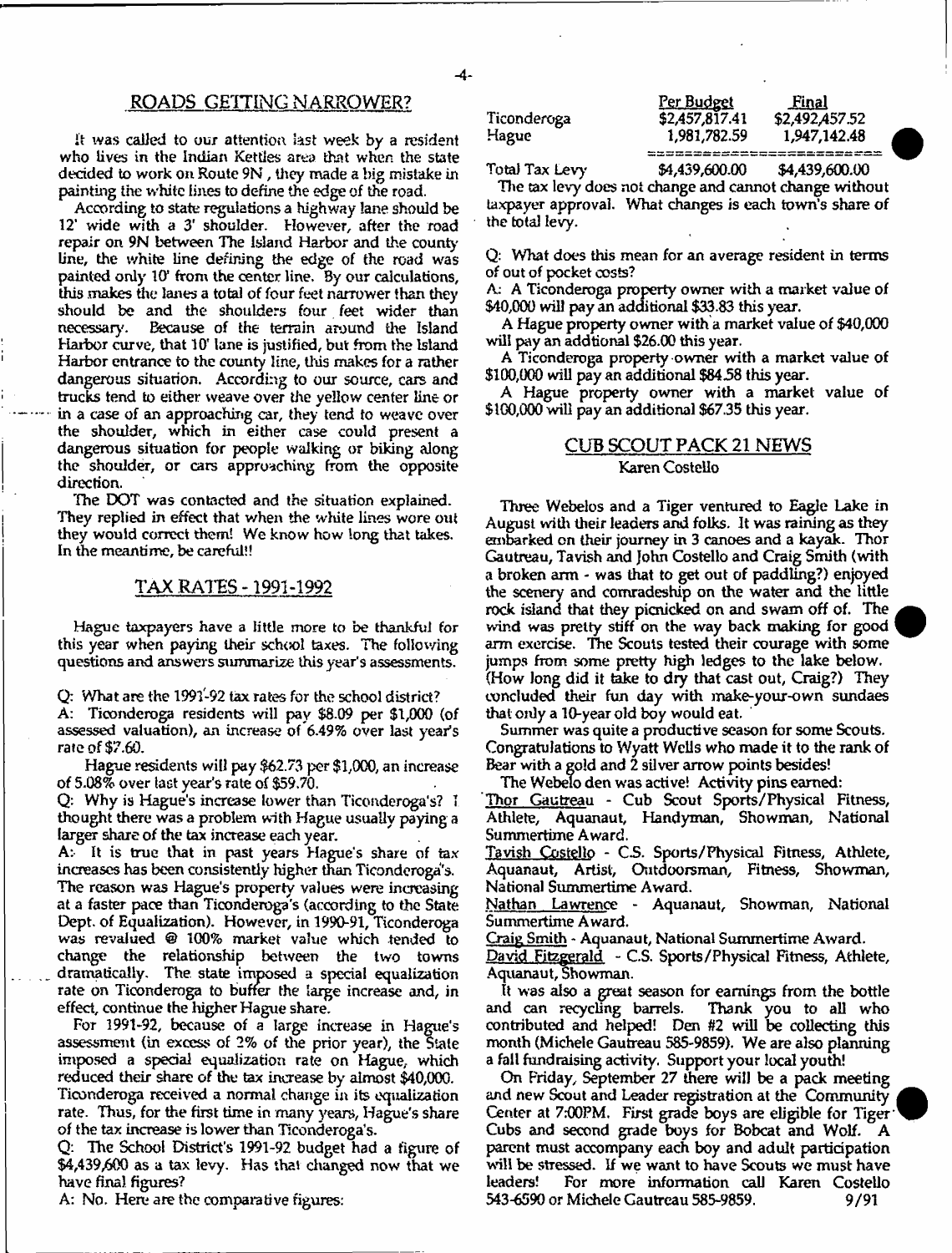## ROADS GETTING NARROWER?

It was called to our attention last week by a resident who lives in the Indian Kettles area that when the state decided to work on Route 9N, they made a big mistake in painting the white lines to define the edge of the road.

According to state regulations a highway lane should be 12' wide with a 3' shoulder. However, after the road repair on 9N between The Island Harbor and the county line, the white line defining the edge of the road was painted only 10' from the center line. By our calculations, this makes the lanes a total of four feet narrower than they should be and the shoulders four feet wider than necessary. Because of the terrain around the Island Harbor curve, that 10' lane is justified, but from the Island Harbor entrance to the county line, this makes for a rather dangerous situation. According to our source, cars and trucks tend to either weave over the yellow center line or in a case of an approaching car, they tend to weave over the shoulder, which in either case could present a dangerous situation for people walking or biking along the shoulder, or cars approaching from the opposite direction.

The DOT was contacted and the situation explained. They replied in effect that when the white lines wore out they would correct them! We know how long that takes. In the meantime, be careful!!

## TAX RATES - 1991-1992

Hague taxpayers have a little more to be thankful for this year when paying their school taxes. The following questions and answers summarize this year's assessments.

Q: What are the 1991-92 tax rates for the school district?

A: Ticonderoga residents will pay $8.09 per $1,000 (of assessed valuation), an increase of 6.49% over last year's rate of $7.60.

Hague residents will pay $62.73 per $1,000, an increase of 5.08% over last year's rate of $59.70.

Q: Why is Hague's increase lower than Ticonderoga's? I thought there was a problem with Hague usually paying a larger share of the tax increase each year.

A: It is true that in past years Hague's share of tax increases has been consistently higher than Ticonderoga's. The reason was Hague's property values were increasing at a faster pace than Ticonderoga's (according to the State Dept. of Equalization). However, in 1990-91, Ticonderoga was revalued @ 100% market value which tended to change the relationship between the two towns dramatically. The state imposed a special equalization rate on Ticonderoga to buffer the large increase and, in effect, continue the higher Hague share.

For 1991-92, because of a large increase in Hague's assessment (in excess of 2% of the prior year), the State imposed a special equalization rate on Hague, which reduced their share of the tax increase by almost $40,000. Ticonderoga received a normal change in its equalization rate. Thus, for the first time in many years, Hague's share of the tax increase is lower than Ticonderoga's.

Q: The School District's 1991-92 budget had a figure of $4,439,600 as a tax levy. Has that changed now that we have final figures?

A: No. Here are the comparative figures:

| | Per Budget | Final |
|---|---|---|
| Ticonderoga | $2,457,817.41 | $2,492,457.52 |
| Hague | 1,981,782.59 | 1,947,142.48 |
| Total Tax Levy | $4,439,600.00 | $4,439,600.00 |

The tax levy does not change and cannot change without taxpayer approval. What changes is each town's share of the total levy.

Q: What does this mean for an average resident in terms of out of pocket costs?

A: A Ticonderoga property owner with a market value of $40,000 will pay an additional $33.83 this year.

A Hague property owner with a market value of $40,000 will pay an addtional $26.00 this year.

A Ticonderoga property owner with a market value of $100,000 will pay an additional $84.58 this year.

A Hague property owner with a market value of $100,000 will pay an additional $67.35 this year.

## CUB SCOUT PACK 21 NEWS

Karen Costello

Three Webelos and a Tiger ventured to Eagle Lake in August with their leaders and folks. It was raining as they embarked on their journey in 3 canoes and a kayak. Thor Gautreau, Tavish and John Costello and Craig Smith (with a broken arm - was that to get out of paddling?) enjoyed the scenery and comradeship on the water and the little rock island that they picnicked on and swam off of. The wind was pretty stiff on the way back making for good arm exercise. The Scouts tested their courage with some jumps from some pretty high ledges to the lake below. (How long did it take to dry that cast out, Craig?) They concluded their fun day with make-your-own sundaes that only a 10-year old boy would eat.

Summer was quite a productive season for some Scouts. Congratulations to Wyatt Wells who made it to the rank of Bear with a gold and 2 silver arrow points besides!

The Webelo den was active! Activity pins earned:

Thor Gautreau - Cub Scout Sports/Physical Fitness, Athlete, Aquanaut, Handyman, Showman, National Summertime Award.

Tavish Costello - C.S. Sports/Physical Fitness, Athlete, Aquanaut, Artist, Outdoorsman, Fitness, Showman, National Summertime Award.

Nathan Lawrence - Aquanaut, Showman, National Summertime Award.

Craig Smith - Aquanaut, National Summertime Award.

David Fitzgerald - C.S. Sports/Physical Fitness, Athlete, Aquanaut, Showman.

It was also a great season for earnings from the bottle and can recycling barrels. Thank you to all who contributed and helped! Den #2 will be collecting this month (Michele Gautreau 585-9859). We are also planning a fall fundraising activity. Support your local youth!

On Friday, September 27 there will be a pack meeting and new Scout and Leader registration at the Community Center at 7:00PM. First grade boys are eligible for Tiger Cubs and second grade boys for Bobcat and Wolf. A parent must accompany each boy and adult participation will be stressed. If we want to have Scouts we must have leaders! For more information call Karen Costello 543-6590 or Michele Gautreau 585-9859. 9/91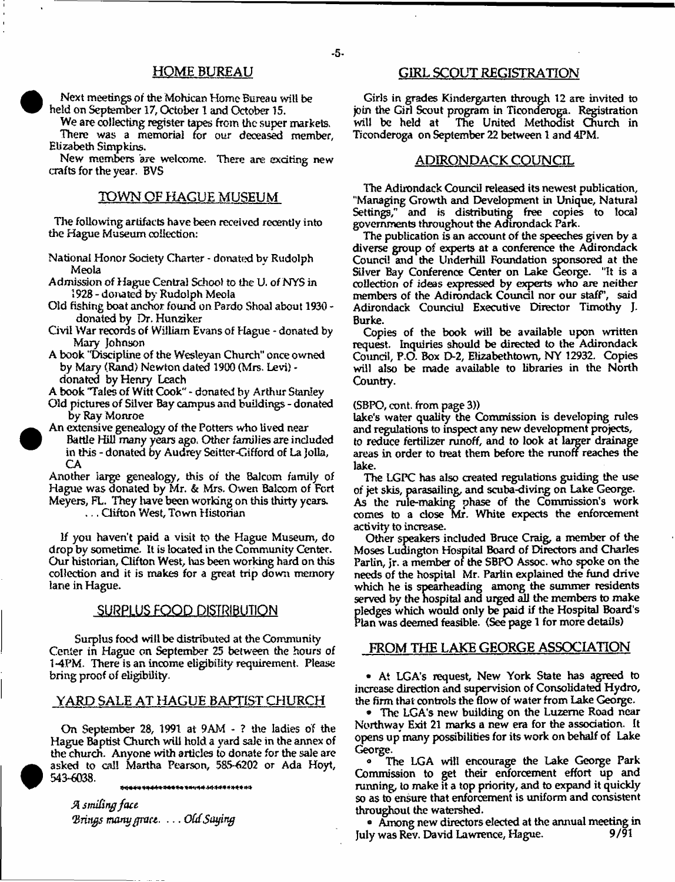## HOME BUREAU

Next meetings of the Mohican Home Bureau will be held on September 17, October 1 and October 15.

We are collecting register tapes from the super markets. There was a memorial for our deceased member, Elizabeth Simpkins.

New members are welcome. There are exciting new crafts for the year. BVS

## TOWN OF HAGUE MUSEUM

The following artifacts have been received recently into the Hague Museum collection:

National Honor Society Charter - donated by Rudolph Meola

Admission of Hague Central School to the U. of NYS in 1928 - donated by Rudolph Meola

Old fishing boat anchor found on Pardo Shoal about 1930 - donated by Dr. Hunziker

Civil War records of William Evans of Hague - donated by Mary Johnson

A book "Discipline of the Wesleyan Church" once owned by Mary (Rand) Newton dated 1900 (Mrs. Levi) - donated by Henry Leach

A book "Tales of Witt Cook" - donated by Arthur Stanley

Old pictures of Silver Bay campus and buildings - donated by Ray Monroe

An extensive genealogy of the Potters who lived near Battle Hill many years ago. Other families are included in this - donated by Audrey Seitter-Gifford of La Jolla, CA

Another large genealogy, this of the Balcom family of Hague was donated by Mr. & Mrs. Owen Balcom of Fort Meyers, FL. They have been working on this thirty years.

... Clifton West, Town Historian

If you haven't paid a visit to the Hague Museum, do drop by sometime. It is located in the Community Center. Our historian, Clifton West, has been working hard on this collection and it is makes for a great trip down memory lane in Hague.

## SURPLUS FOOD DISTRIBUTION

Surplus food will be distributed at the Community Center in Hague on September 25 between the hours of 1-4PM. There is an income eligibility requirement. Please bring proof of eligibility.

## YARD SALE AT HAGUE BAPTIST CHURCH

On September 28, 1991 at 9AM - ? the ladies of the Hague Baptist Church will hold a yard sale in the annex of the church. Anyone with articles to donate for the sale are asked to call Martha Pearson, 585-6202 or Ada Hoyt, 543-6038.

*A smiling face*
*Brings many grace. ... Old Saying*

## GIRL SCOUT REGISTRATION

Girls in grades Kindergarten through 12 are invited to join the Girl Scout program in Ticonderoga. Registration will be held at The United Methodist Church in Ticonderoga on September 22 between 1 and 4PM.

## ADIRONDACK COUNCIL

The Adirondack Council released its newest publication, "Managing Growth and Development in Unique, Natural Settings," and is distributing free copies to local governments throughout the Adirondack Park.

The publication is an account of the speeches given by a diverse group of experts at a conference the Adirondack Council and the Underhill Foundation sponsored at the Silver Bay Conference Center on Lake George. "It is a collection of ideas expressed by experts who are neither members of the Adirondack Council nor our staff", said Adirondack Counciul Executive Director Timothy J. Burke.

Copies of the book will be available upon written request. Inquiries should be directed to the Adirondack Council, P.O. Box D-2, Elizabethtown, NY 12932. Copies will also be made available to libraries in the North Country.

(SBPO, cont. from page 3))

lake's water quality the Commission is developing rules and regulations to inspect any new development projects, to reduce fertilizer runoff, and to look at larger drainage areas in order to treat them before the runoff reaches the lake.

The LGPC has also created regulations guiding the use of jet skis, parasailing, and scuba-diving on Lake George. As the rule-making phase of the Commission's work comes to a close Mr. White expects the enforcement activity to increase.

Other speakers included Bruce Craig, a member of the Moses Ludington Hospital Board of Directors and Charles Parlin, jr. a member of the SBPO Assoc. who spoke on the needs of the hospital Mr. Parlin explained the fund drive which he is spearheading among the summer residents served by the hospital and urged all the members to make pledges which would only be paid if the Hospital Board's Plan was deemed feasible. (See page 1 for more details)

## FROM THE LAKE GEORGE ASSOCIATION

- At LGA's request, New York State has agreed to increase direction and supervision of Consolidated Hydro, the firm that controls the flow of water from Lake George.
- The LGA's new building on the Luzerne Road near Northway Exit 21 marks a new era for the association. It opens up many possibilities for its work on behalf of Lake George.
- The LGA will encourage the Lake George Park Commission to get their enforcement effort up and running, to make it a top priority, and to expand it quickly so as to ensure that enforcement is uniform and consistent throughout the watershed.
- Among new directors elected at the annual meeting in July was Rev. David Lawrence, Hague. 9/91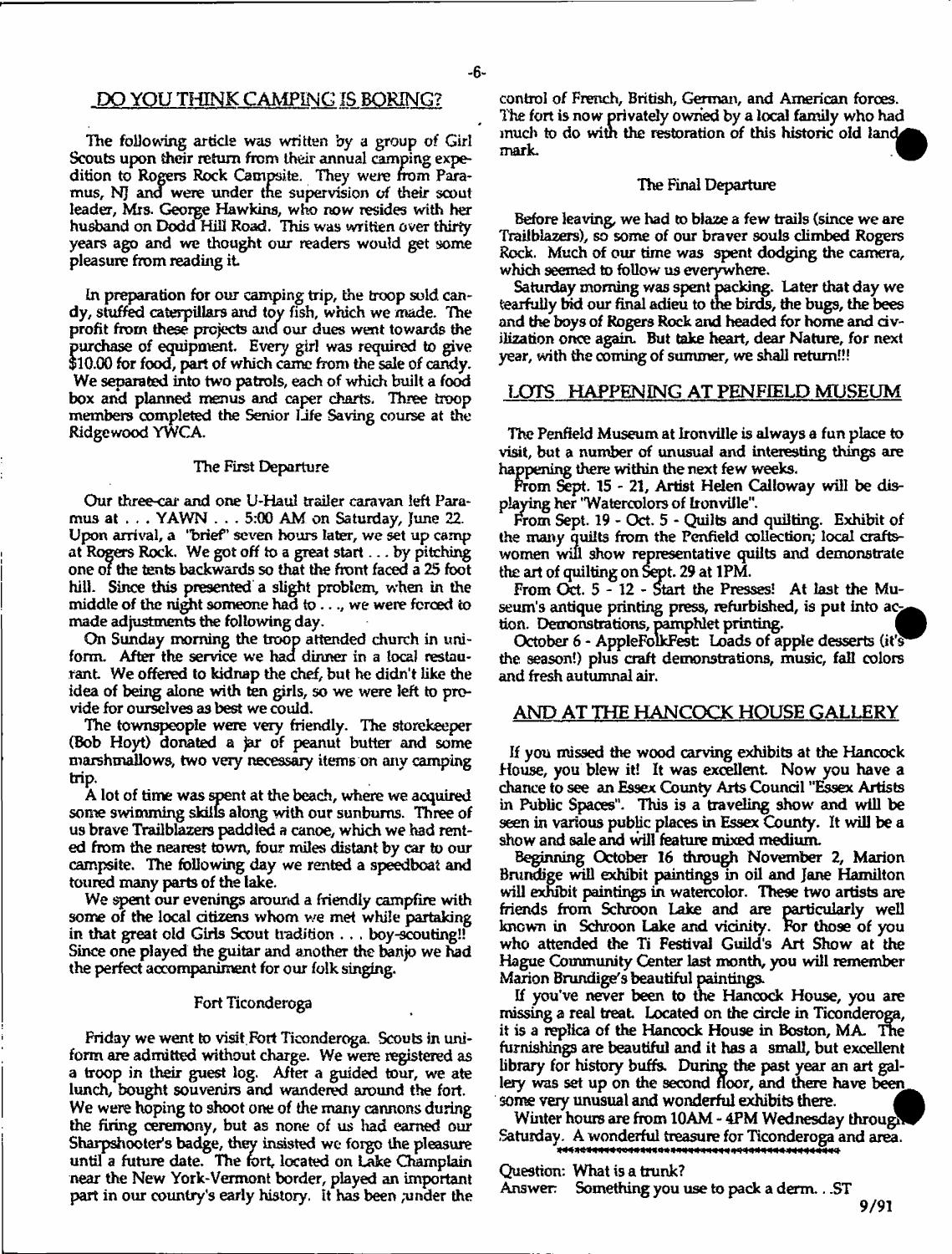## DO YOU THINK CAMPING IS BORING?

The following article was written by a group of Girl Scouts upon their return from their annual camping expedition to Rogers Rock Campsite. They were from Paramus, NJ and were under the supervision of their scout leader, Mrs. George Hawkins, who now resides with her husband on Dodd Hill Road. This was written over thirty years ago and we thought our readers would get some pleasure from reading it.

In preparation for our camping trip, the troop sold candy, stuffed caterpillars and toy fish, which we made. The profit from these projects and our dues went towards the purchase of equipment. Every girl was required to give $10.00 for food, part of which came from the sale of candy. We separated into two patrols, each of which built a food box and planned menus and caper charts. Three troop members completed the Senior Life Saving course at the Ridgewood YWCA.

### The First Departure

Our three-car and one U-Haul trailer caravan left Paramus at . . . YAWN . . . 5:00 AM on Saturday, June 22. Upon arrival, a "brief" seven hours later, we set up camp at Rogers Rock. We got off to a great start . . . by pitching one of the tents backwards so that the front faced a 25 foot hill. Since this presented a slight problem, when in the middle of the night someone had to . . ., we were forced to made adjustments the following day.

On Sunday morning the troop attended church in uniform. After the service we had dinner in a local restaurant. We offered to kidnap the chef, but he didn't like the idea of being alone with ten girls, so we were left to provide for ourselves as best we could.

The townspeople were very friendly. The storekeeper (Bob Hoyt) donated a jar of peanut butter and some marshmallows, two very necessary items on any camping trip.

A lot of time was spent at the beach, where we acquired some swimming skills along with our sunburns. Three of us brave Trailblazers paddled a canoe, which we had rented from the nearest town, four miles distant by car to our campsite. The following day we rented a speedboat and toured many parts of the lake.

We spent our evenings around a friendly campfire with some of the local citizens whom we met while partaking in that great old Girls Scout tradition . . . boy-scouting!! Since one played the guitar and another the banjo we had the perfect accompaniment for our folk singing.

### Fort Ticonderoga

Friday we went to visit Fort Ticonderoga. Scouts in uniform are admitted without charge. We were registered as a troop in their guest log. After a guided tour, we ate lunch, bought souvenirs and wandered around the fort. We were hoping to shoot one of the many cannons during the firing ceremony, but as none of us had earned our Sharpshooter's badge, they insisted we forgo the pleasure until a future date. The fort, located on Lake Champlain near the New York-Vermont border, played an important part in our country's early history. It has been ;under the control of French, British, German, and American forces. The fort is now privately owned by a local family who had much to do with the restoration of this historic old landmark.

### The Final Departure

Before leaving, we had to blaze a few trails (since we are Trailblazers), so some of our braver souls climbed Rogers Rock. Much of our time was spent dodging the camera, which seemed to follow us everywhere.

Saturday morning was spent packing. Later that day we tearfully bid our final adieu to the birds, the bugs, the bees and the boys of Rogers Rock and headed for home and civilization once again. But take heart, dear Nature, for next year, with the coming of summer, we shall return!!!

## LOTS HAPPENING AT PENFIELD MUSEUM

The Penfield Museum at Ironville is always a fun place to visit, but a number of unusual and interesting things are happening there within the next few weeks.

From Sept. 15 - 21, Artist Helen Calloway will be displaying her "Watercolors of Ironville".

From Sept. 19 - Oct. 5 - Quilts and quilting. Exhibit of the many quilts from the Penfield collection; local craftswomen will show representative quilts and demonstrate the art of quilting on Sept. 29 at 1PM.

From Oct. 5 - 12 - Start the Presses! At last the Museum's antique printing press, refurbished, is put into action. Demonstrations, pamphlet printing.

October 6 - AppleFolkFest: Loads of apple desserts (it's the season!) plus craft demonstrations, music, fall colors and fresh autumnal air.

## AND AT THE HANCOCK HOUSE GALLERY

If you missed the wood carving exhibits at the Hancock House, you blew it! It was excellent. Now you have a chance to see an Essex County Arts Council "Essex Artists in Public Spaces". This is a traveling show and will be seen in various public places in Essex County. It will be a show and sale and will feature mixed medium.

Beginning October 16 through November 2, Marion Brundige will exhibit paintings in oil and Jane Hamilton will exhibit paintings in watercolor. These two artists are friends from Schroon Lake and are particularly well known in Schroon Lake and vicinity. For those of you who attended the Ti Festival Guild's Art Show at the Hague Community Center last month, you will remember Marion Brundige's beautiful paintings.

If you've never been to the Hancock House, you are missing a real treat. Located on the circle in Ticonderoga, it is a replica of the Hancock House in Boston, MA. The furnishings are beautiful and it has a small, but excellent library for history buffs. During the past year an art gallery was set up on the second floor, and there have been some very unusual and wonderful exhibits there.

Winter hours are from 10AM - 4PM Wednesday through Saturday. A wonderful treasure for Ticonderoga and area.

Question: What is a trunk?
Answer: Something you use to pack a derm. . .ST

9/91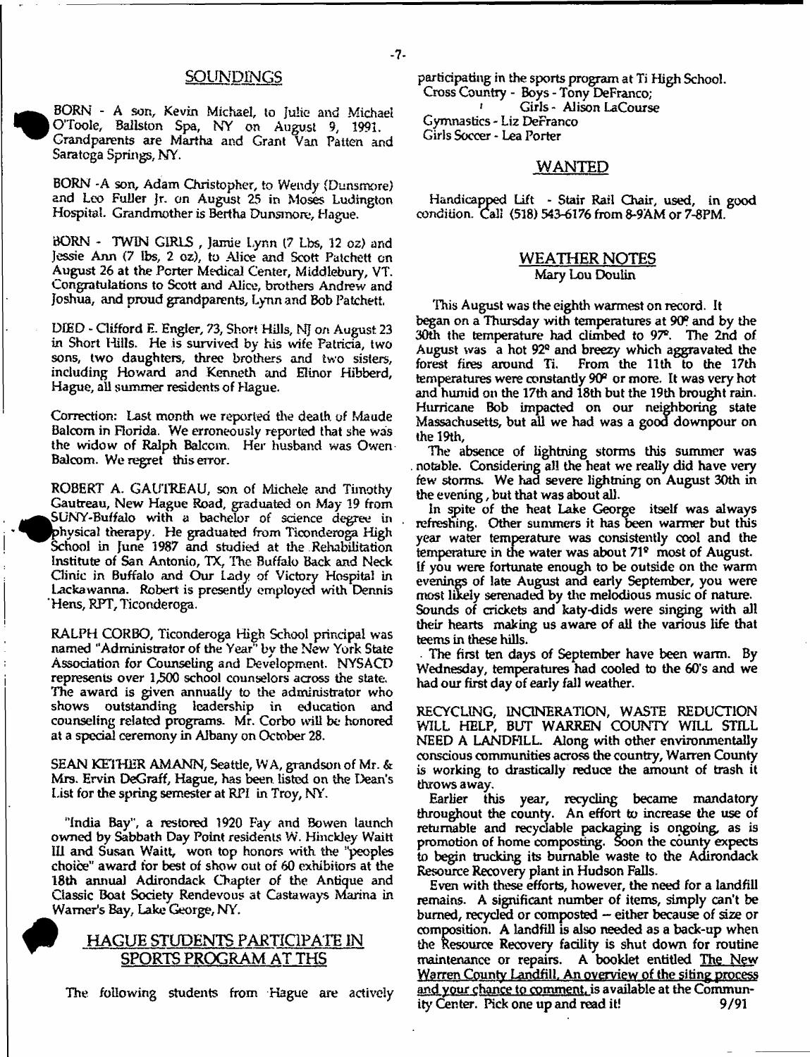## SOUNDINGS

BORN - A son, Kevin Michael, to Julie and Michael O'Toole, Ballston Spa, NY on August 9, 1991. Grandparents are Martha and Grant Van Patten and Saratoga Springs, NY.

BORN -A son, Adam Christopher, to Wendy (Dunsmore) and Leo Fuller Jr. on August 25 in Moses Ludington Hospital. Grandmother is Bertha Dunsmore, Hague.

BORN - TWIN GIRLS , Jamie Lynn (7 Lbs, 12 oz) and Jessie Ann (7 lbs, 2 oz), to Alice and Scott Patchett on August 26 at the Porter Medical Center, Middlebury, VT. Congratulations to Scott and Alice, brothers Andrew and Joshua, and proud grandparents, Lynn and Bob Patchett.

DIED - Clifford E. Engler, 73, Short Hills, NJ on August 23 in Short Hills. He is survived by his wife Patricia, two sons, two daughters, three brothers and two sisters, including Howard and Kenneth and Elinor Hibberd, Hague, all summer residents of Hague.

Correction: Last month we reported the death of Maude Balcom in Florida. We erroneously reported that she was the widow of Ralph Balcom. Her husband was Owen Balcom. We regret this error.

ROBERT A. GAUTREAU, son of Michele and Timothy Gautreau, New Hague Road, graduated on May 19 from SUNY-Buffalo with a bachelor of science degree in physical therapy. He graduated from Ticonderoga High School in June 1987 and studied at the Rehabilitation Institute of San Antonio, TX, The Buffalo Back and Neck Clinic in Buffalo and Our Lady of Victory Hospital in Lackawanna. Robert is presently employed with Dennis Hens, RPT, Ticonderoga.

RALPH CORBO, Ticonderoga High School principal was named "Administrator of the Year" by the New York State Association for Counseling and Development. NYSACD represents over 1,500 school counselors across the state. The award is given annually to the administrator who shows outstanding leadership in education and counseling related programs. Mr. Corbo will be honored at a special ceremony in Albany on October 28.

SEAN KETHER AMANN, Seattle, WA, grandson of Mr. & Mrs. Ervin DeGraff, Hague, has been listed on the Dean's List for the spring semester at RPI in Troy, NY.

"India Bay", a restored 1920 Fay and Bowen launch owned by Sabbath Day Point residents W. Hinckley Waitt III and Susan Waitt, won top honors with the "peoples choice" award for best of show out of 60 exhibitors at the 18th annual Adirondack Chapter of the Antique and Classic Boat Society Rendevous at Castaways Marina in Warner's Bay, Lake George, NY.

## HAGUE STUDENTS PARTICIPATE IN SPORTS PROGRAM AT THS

The following students from Hague are actively participating in the sports program at Ti High School.

Cross Country - Boys - Tony DeFranco;
Girls - Alison LaCourse
Gymnastics - Liz DeFranco
Girls Soccer - Lea Porter

## WANTED

Handicapped Lift - Stair Rail Chair, used, in good condition. Call (518) 543-6176 from 8-9AM or 7-8PM.

## WEATHER NOTES
Mary Lou Doulin

This August was the eighth warmest on record. It began on a Thursday with temperatures at 90° and by the 30th the temperature had climbed to 97°. The 2nd of August was a hot 92° and breezy which aggravated the forest fires around Ti. From the 11th to the 17th temperatures were constantly 90° or more. It was very hot and humid on the 17th and 18th but the 19th brought rain. Hurricane Bob impacted on our neighboring state Massachusetts, but all we had was a good downpour on the 19th.

The absence of lightning storms this summer was notable. Considering all the heat we really did have very few storms. We had severe lightning on August 30th in the evening , but that was about all.

In spite of the heat Lake George itself was always refreshing. Other summers it has been warmer but this year water temperature was consistently cool and the temperature in the water was about 71° most of August. If you were fortunate enough to be outside on the warm evenings of late August and early September, you were most likely serenaded by the melodious music of nature. Sounds of crickets and katy-dids were singing with all their hearts making us aware of all the various life that teems in these hills.

The first ten days of September have been warm. By Wednesday, temperatures had cooled to the 60's and we had our first day of early fall weather.

RECYCLING, INCINERATION, WASTE REDUCTION WILL HELP, BUT WARREN COUNTY WILL STILL NEED A LANDFILL. Along with other environmentally conscious communities across the country, Warren County is working to drastically reduce the amount of trash it throws away.

Earlier this year, recycling became mandatory throughout the county. An effort to increase the use of returnable and recyclable packaging is ongoing, as is promotion of home composting. Soon the county expects to begin trucking its burnable waste to the Adirondack Resource Recovery plant in Hudson Falls.

Even with these efforts, however, the need for a landfill remains. A significant number of items, simply can't be burned, recycled or composted -- either because of size or composition. A landfill is also needed as a back-up when the Resource Recovery facility is shut down for routine maintenance or repairs. A booklet entitled The New Warren County Landfill. An overview of the siting process and your chance to comment, is available at the Community Center. Pick one up and read it! 9/91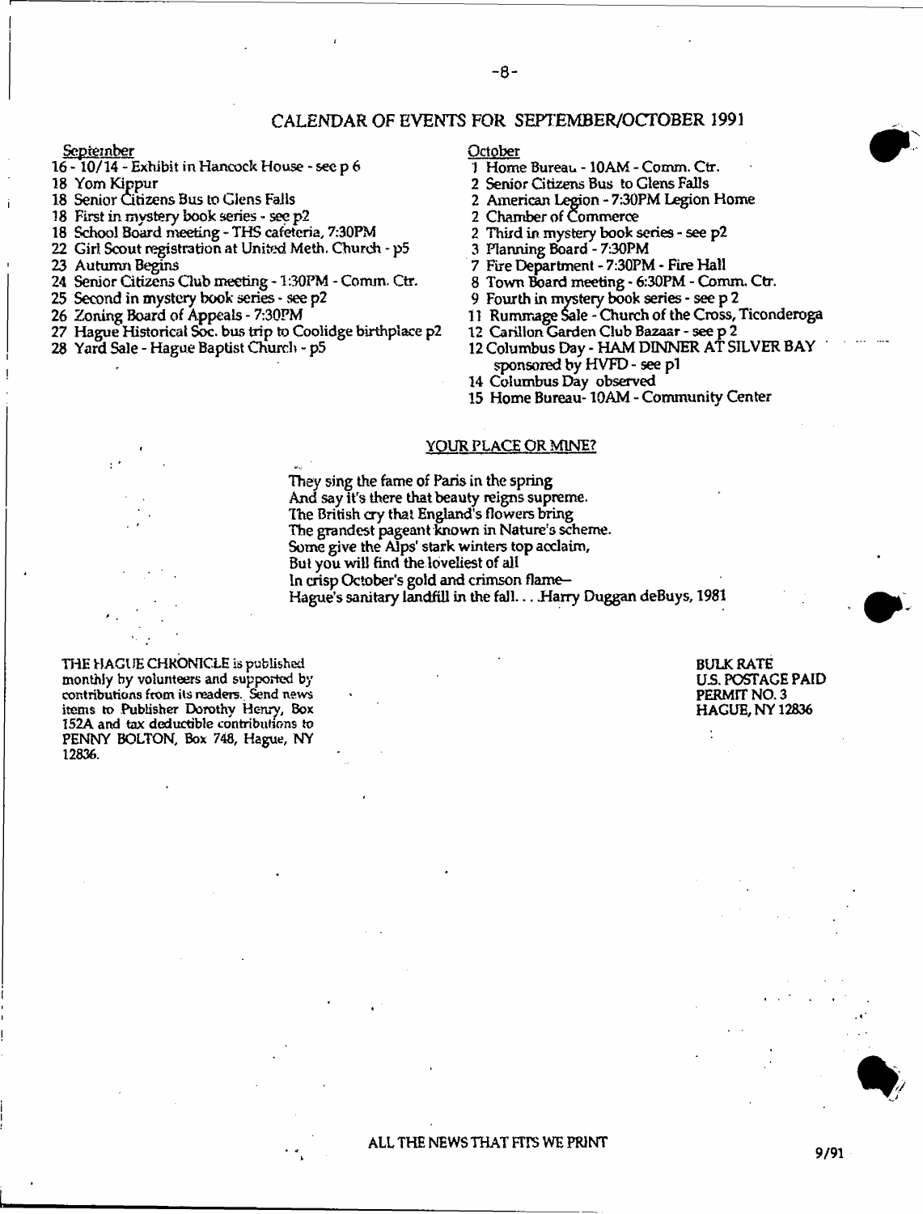## CALENDAR OF EVENTS FOR SEPTEMBER/OCTOBER 1991

September

16 - 10/14 - Exhibit in Hancock House - see p 6
18 Yom Kippur
18 Senior Citizens Bus to Glens Falls
18 First in mystery book series - see p2
18 School Board meeting - THS cafeteria, 7:30PM
22 Girl Scout registration at United Meth. Church - p5
23 Autumn Begins
24 Senior Citizens Club meeting - 1:30PM - Comm. Ctr.
25 Second in mystery book series - see p2
26 Zoning Board of Appeals - 7:30PM
27 Hague Historical Soc. bus trip to Coolidge birthplace p2
28 Yard Sale - Hague Baptist Church - p5

October

1 Home Bureau - 10AM - Comm. Ctr.
2 Senior Citizens Bus to Glens Falls
2 American Legion - 7:30PM Legion Home
2 Chamber of Commerce
2 Third in mystery book series - see p2
3 Planning Board - 7:30PM
7 Fire Department - 7:30PM - Fire Hall
8 Town Board meeting - 6:30PM - Comm. Ctr.
9 Fourth in mystery book series - see p 2
11 Rummage Sale - Church of the Cross, Ticonderoga
12 Carillon Garden Club Bazaar - see p 2
12 Columbus Day - HAM DINNER AT SILVER BAY sponsored by HVFD - see p1
14 Columbus Day observed
15 Home Bureau- 10AM - Community Center

### YOUR PLACE OR MINE?

They sing the fame of Paris in the spring
And say it's there that beauty reigns supreme.
The British cry that England's flowers bring
The grandest pageant known in Nature's scheme.
Some give the Alps' stark winters top acclaim,
But you will find the loveliest of all
In crisp October's gold and crimson flame–
Hague's sanitary landfill in the fall. . . .Harry Duggan deBuys, 1981

THE HAGUE CHRONICLE is published monthly by volunteers and supported by contributions from its readers. Send news items to Publisher Dorothy Henry, Box 152A and tax deductible contributions to PENNY BOLTON, Box 748, Hague, NY 12836.

BULK RATE
U.S. POSTAGE PAID
PERMIT NO. 3
HAGUE, NY 12836

ALL THE NEWS THAT FITS WE PRINT

9/91